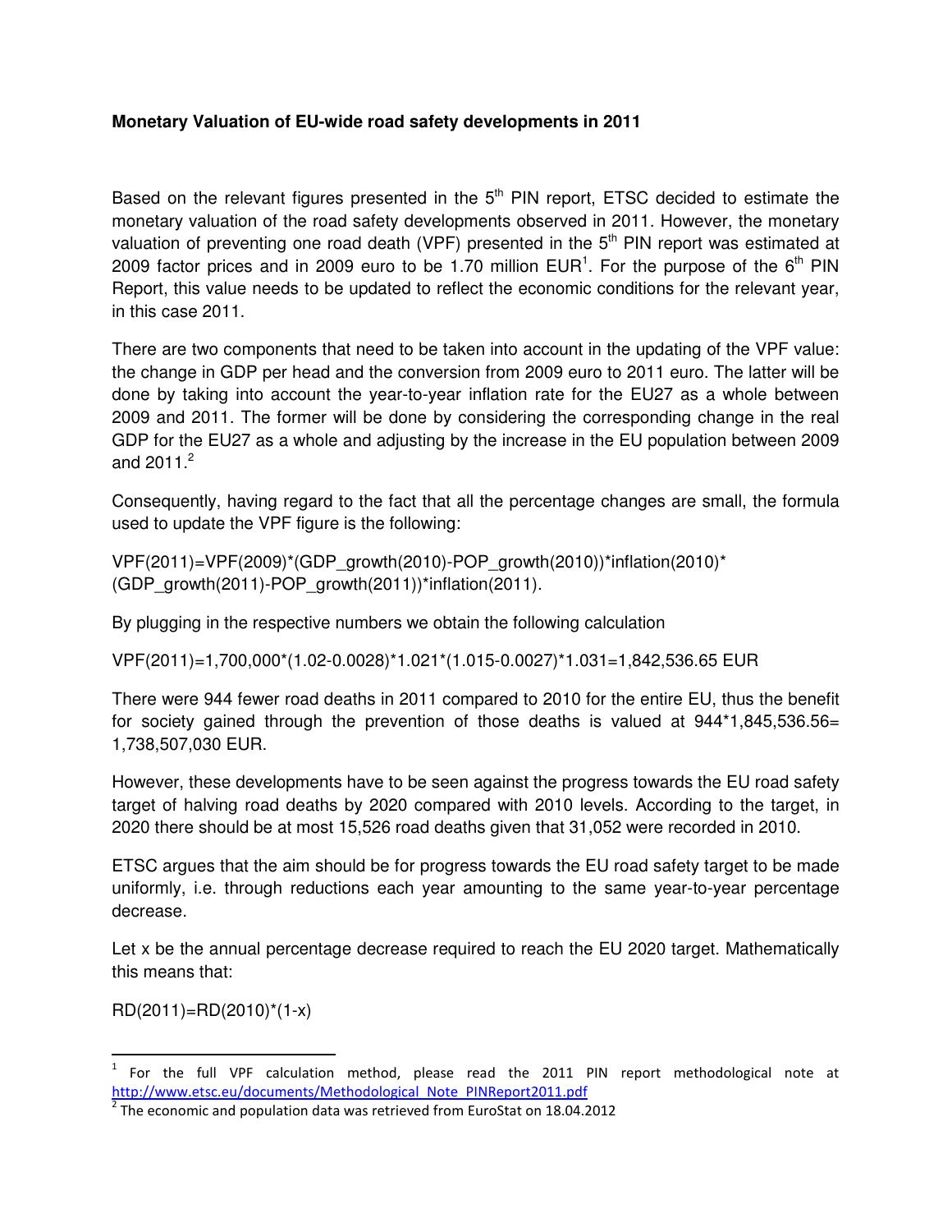**Monetary Valuation of EU-wide road safety developments in 2011**

Based on the relevant figures presented in the 5th PIN report, ETSC decided to estimate the monetary valuation of the road safety developments observed in 2011. However, the monetary valuation of preventing one road death (VPF) presented in the 5th PIN report was estimated at 2009 factor prices and in 2009 euro to be 1.70 million EUR[1]. For the purpose of the 6th PIN Report, this value needs to be updated to reflect the economic conditions for the relevant year, in this case 2011.

There are two components that need to be taken into account in the updating of the VPF value: the change in GDP per head and the conversion from 2009 euro to 2011 euro. The latter will be done by taking into account the year-to-year inflation rate for the EU27 as a whole between 2009 and 2011. The former will be done by considering the corresponding change in the real GDP for the EU27 as a whole and adjusting by the increase in the EU population between 2009 and 2011.[2]

Consequently, having regard to the fact that all the percentage changes are small, the formula used to update the VPF figure is the following:

VPF(2011)=VPF(2009)*(GDP_growth(2010)-POP_growth(2010))*inflation(2010)*(GDP_growth(2011)-POP_growth(2011))*inflation(2011).

By plugging in the respective numbers we obtain the following calculation

VPF(2011)=1,700,000*(1.02-0.0028)*1.021*(1.015-0.0027)*1.031=1,842,536.65 EUR

There were 944 fewer road deaths in 2011 compared to 2010 for the entire EU, thus the benefit for society gained through the prevention of those deaths is valued at 944*1,845,536.56= 1,738,507,030 EUR.

However, these developments have to be seen against the progress towards the EU road safety target of halving road deaths by 2020 compared with 2010 levels. According to the target, in 2020 there should be at most 15,526 road deaths given that 31,052 were recorded in 2010.

ETSC argues that the aim should be for progress towards the EU road safety target to be made uniformly, i.e. through reductions each year amounting to the same year-to-year percentage decrease.

Let x be the annual percentage decrease required to reach the EU 2020 target. Mathematically this means that:

RD(2011)=RD(2010)*(1-x)

---

[1] For the full VPF calculation method, please read the 2011 PIN report methodological note at http://www.etsc.eu/documents/Methodological_Note_PINReport2011.pdf

[2] The economic and population data was retrieved from EuroStat on 18.04.2012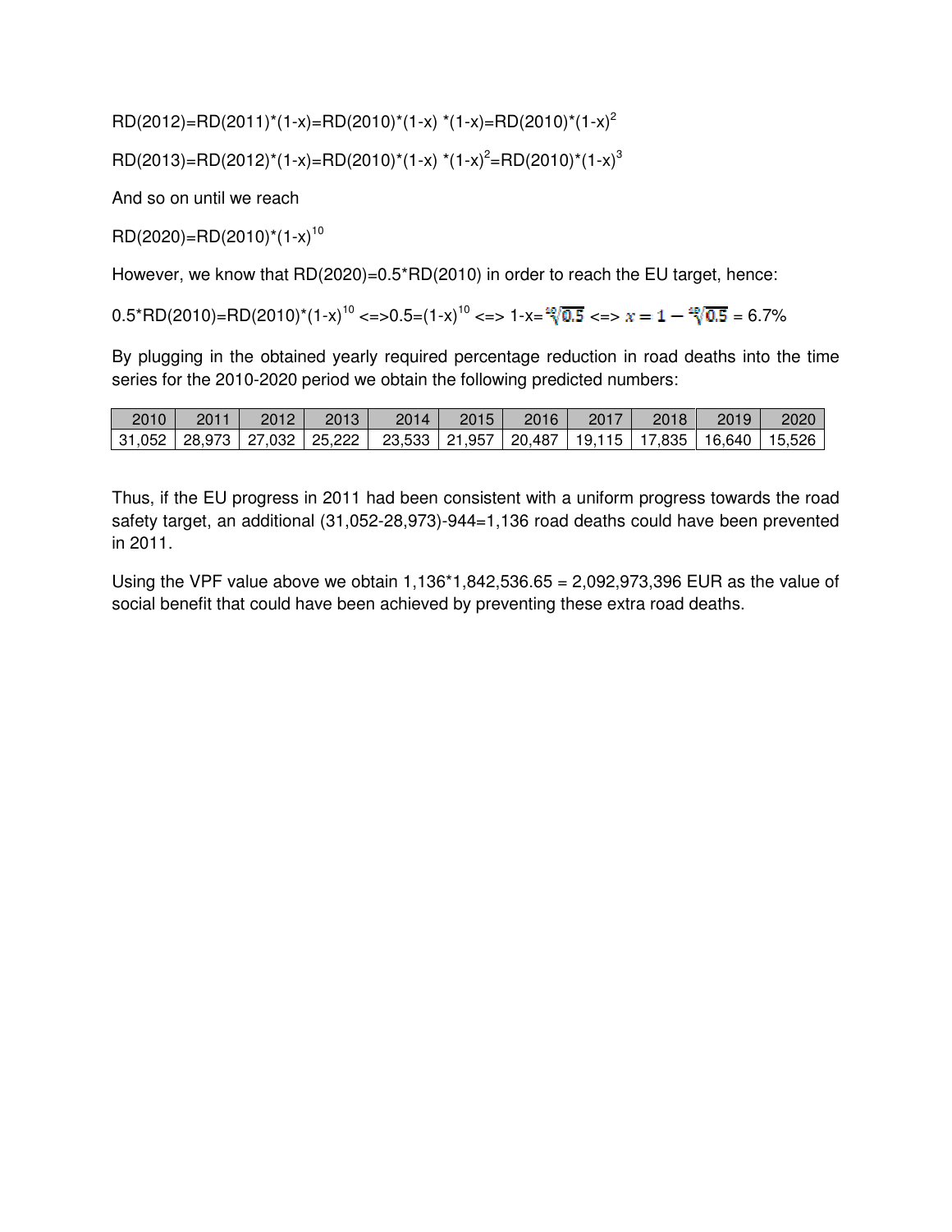$RD(2012)=RD(2011)*(1-x)=RD(2010)*(1-x)*(1-x)=RD(2010)*(1-x)^2$

$RD(2013)=RD(2012)*(1-x)=RD(2010)*(1-x)*(1-x)^2=RD(2010)*(1-x)^3$

And so on until we reach

$RD(2020)=RD(2010)*(1-x)^{10}$

However, we know that RD(2020)=0.5*RD(2010) in order to reach the EU target, hence:

$0.5*RD(2010)=RD(2010)*(1-x)^{10} \iff 0.5=(1-x)^{10} \iff 1-x=\sqrt[10]{0.5} \iff x=1-\sqrt[10]{0.5}=6.7\%$

By plugging in the obtained yearly required percentage reduction in road deaths into the time series for the 2010-2020 period we obtain the following predicted numbers:

| 2010 | 2011 | 2012 | 2013 | 2014 | 2015 | 2016 | 2017 | 2018 | 2019 | 2020 |
|---|---|---|---|---|---|---|---|---|---|---|
| 31,052 | 28,973 | 27,032 | 25,222 | 23,533 | 21,957 | 20,487 | 19,115 | 17,835 | 16,640 | 15,526 |

Thus, if the EU progress in 2011 had been consistent with a uniform progress towards the road safety target, an additional (31,052-28,973)-944=1,136 road deaths could have been prevented in 2011.

Using the VPF value above we obtain 1,136*1,842,536.65 = 2,092,973,396 EUR as the value of social benefit that could have been achieved by preventing these extra road deaths.